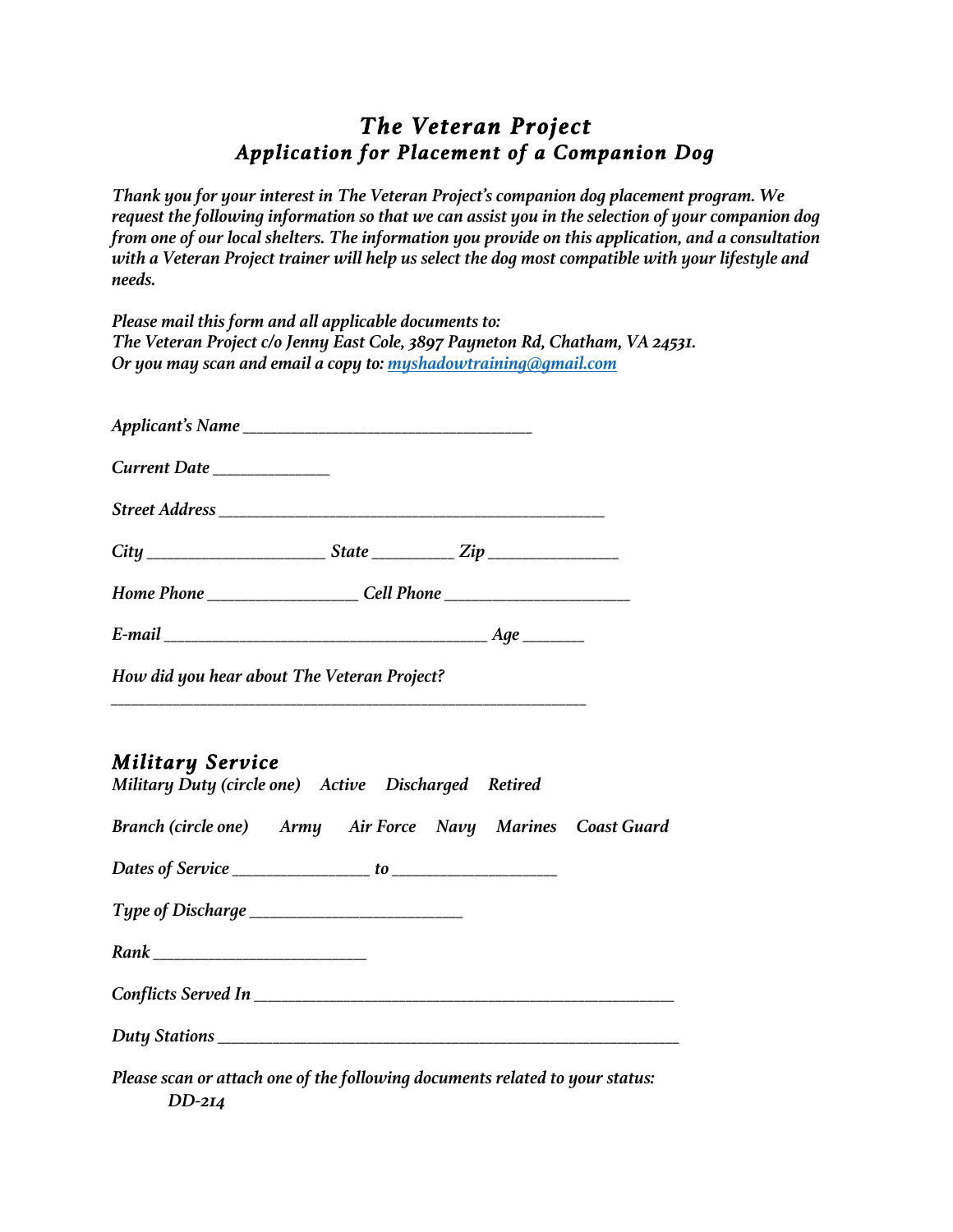# *The Veteran Project*
## *Application for Placement of a Companion Dog*

***Thank you for your interest in The Veteran Project's companion dog placement program. We request the following information so that we can assist you in the selection of your companion dog from one of our local shelters. The information you provide on this application, and a consultation with a Veteran Project trainer will help us select the dog most compatible with your lifestyle and needs.***

***Please mail this form and all applicable documents to:***
***The Veteran Project c/o Jenny East Cole, 3897 Payneton Rd, Chatham, VA 24531.***
***Or you may scan and email a copy to: myshadowtraining@gmail.com***

*Applicant's Name* ___________________________________

*Current Date* ______________

*Street Address* _______________________________________________

*City* _____________________ *State* __________ *Zip* ________________

*Home Phone* __________________ *Cell Phone* ______________________

*E-mail* ________________________________________ *Age* _______

*How did you hear about The Veteran Project?*
__________________________________________________________

### *Military Service*

*Military Duty (circle one)* *Active* *Discharged* *Retired*

*Branch (circle one)* *Army* *Air Force* *Navy* *Marines* *Coast Guard*

*Dates of Service* ________________ *to* ____________________

*Type of Discharge* __________________________

*Rank* __________________________

*Conflicts Served In* ____________________________________________________

*Duty Stations* _________________________________________________________

*Please scan or attach one of the following documents related to your status:*

*DD-214*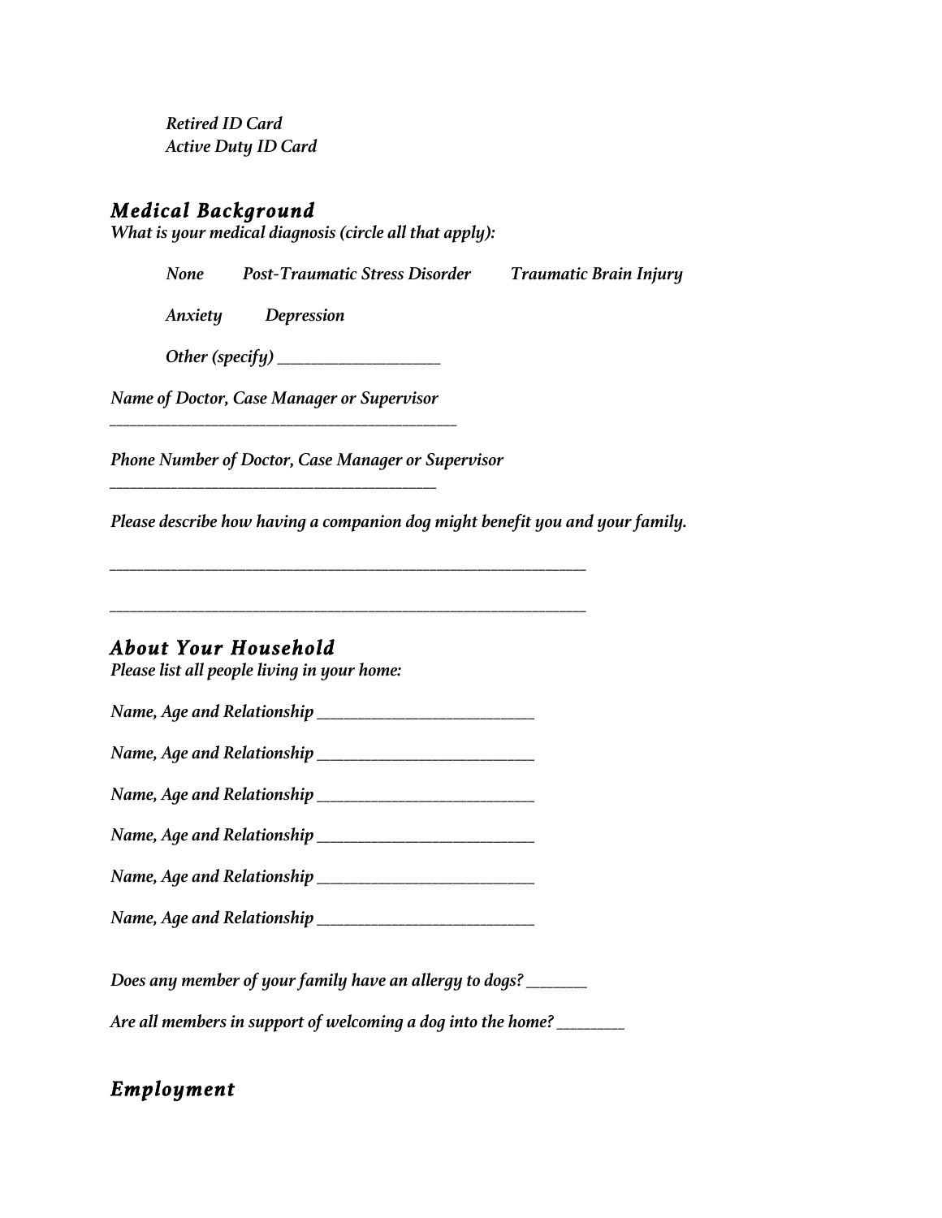*Retired ID Card*
*Active Duty ID Card*

## *Medical Background*

***What is your medical diagnosis (circle all that apply):***

***None*** ***Post-Traumatic Stress Disorder*** ***Traumatic Brain Injury***

***Anxiety*** ***Depression***

***Other (specify) ___________________***

***Name of Doctor, Case Manager or Supervisor***
***________________________________________***

***Phone Number of Doctor, Case Manager or Supervisor***
***______________________________________***

***Please describe how having a companion dog might benefit you and your family.***

***________________________________________________________***

***________________________________________________________***

## *About Your Household*

***Please list all people living in your home:***

***Name, Age and Relationship _________________________***

***Name, Age and Relationship _________________________***

***Name, Age and Relationship _________________________***

***Name, Age and Relationship _________________________***

***Name, Age and Relationship _________________________***

***Name, Age and Relationship _________________________***

***Does any member of your family have an allergy to dogs? _______***

***Are all members in support of welcoming a dog into the home? ________***

## *Employment*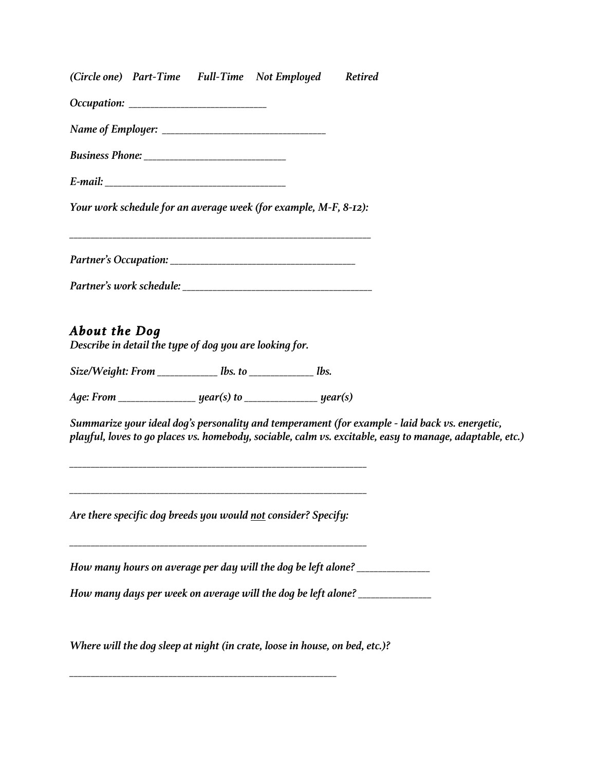*(Circle one)   Part-Time   Full-Time   Not Employed   Retired*

*Occupation: ___________________________*

*Name of Employer: ________________________________*

*Business Phone: ____________________________*

*E-mail: ___________________________________*

*Your work schedule for an average week (for example, M-F, 8-12):*

_____________________________________________________________

*Partner's Occupation: ____________________________________*

*Partner's work schedule: _____________________________________*

## *About the Dog*

*Describe in detail the type of dog you are looking for.*

*Size/Weight: From ___________ lbs. to ____________ lbs.*

*Age: From ______________ year(s) to ______________ year(s)*

*Summarize your ideal dog's personality and temperament (for example - laid back vs. energetic, playful, loves to go places vs. homebody, sociable, calm vs. excitable, easy to manage, adaptable, etc.)*

_____________________________________________________________

_____________________________________________________________

*Are there specific dog breeds you would <u>not</u> consider? Specify:*

_____________________________________________________________

*How many hours on average per day will the dog be left alone? ______________*

*How many days per week on average will the dog be left alone? ______________*

*Where will the dog sleep at night (in crate, loose in house, on bed, etc.)?*

______________________________________________________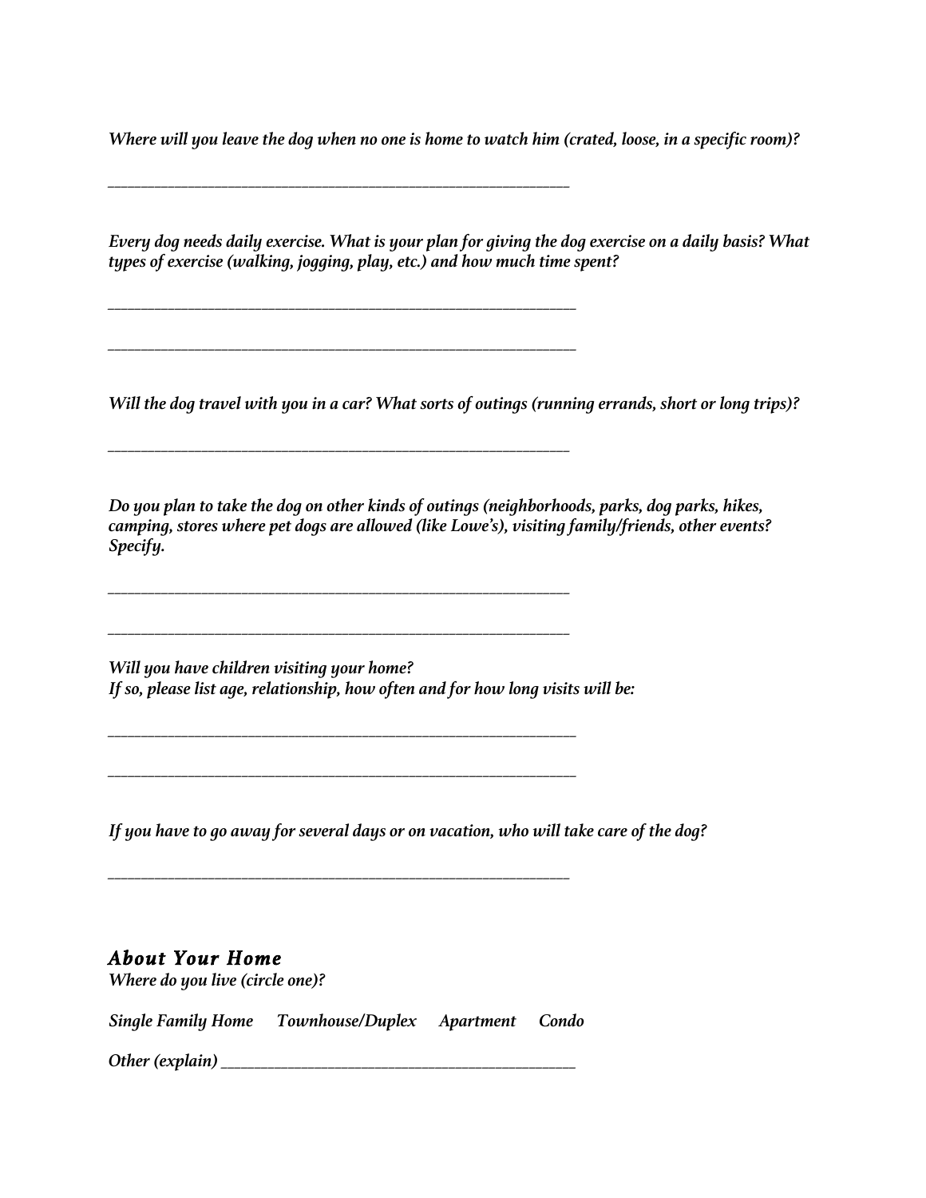*Where will you leave the dog when no one is home to watch him (crated, loose, in a specific room)?*

_______________________________________________________________

*Every dog needs daily exercise. What is your plan for giving the dog exercise on a daily basis? What types of exercise (walking, jogging, play, etc.) and how much time spent?*

_______________________________________________________________

_______________________________________________________________

*Will the dog travel with you in a car? What sorts of outings (running errands, short or long trips)?*

_______________________________________________________________

*Do you plan to take the dog on other kinds of outings (neighborhoods, parks, dog parks, hikes, camping, stores where pet dogs are allowed (like Lowe's), visiting family/friends, other events? Specify.*

_______________________________________________________________

_______________________________________________________________

*Will you have children visiting your home?*
*If so, please list age, relationship, how often and for how long visits will be:*

_______________________________________________________________

_______________________________________________________________

*If you have to go away for several days or on vacation, who will take care of the dog?*

_______________________________________________________________

## *About Your Home*

*Where do you live (circle one)?*

*Single Family Home     Townhouse/Duplex     Apartment     Condo*

*Other (explain)* _______________________________________________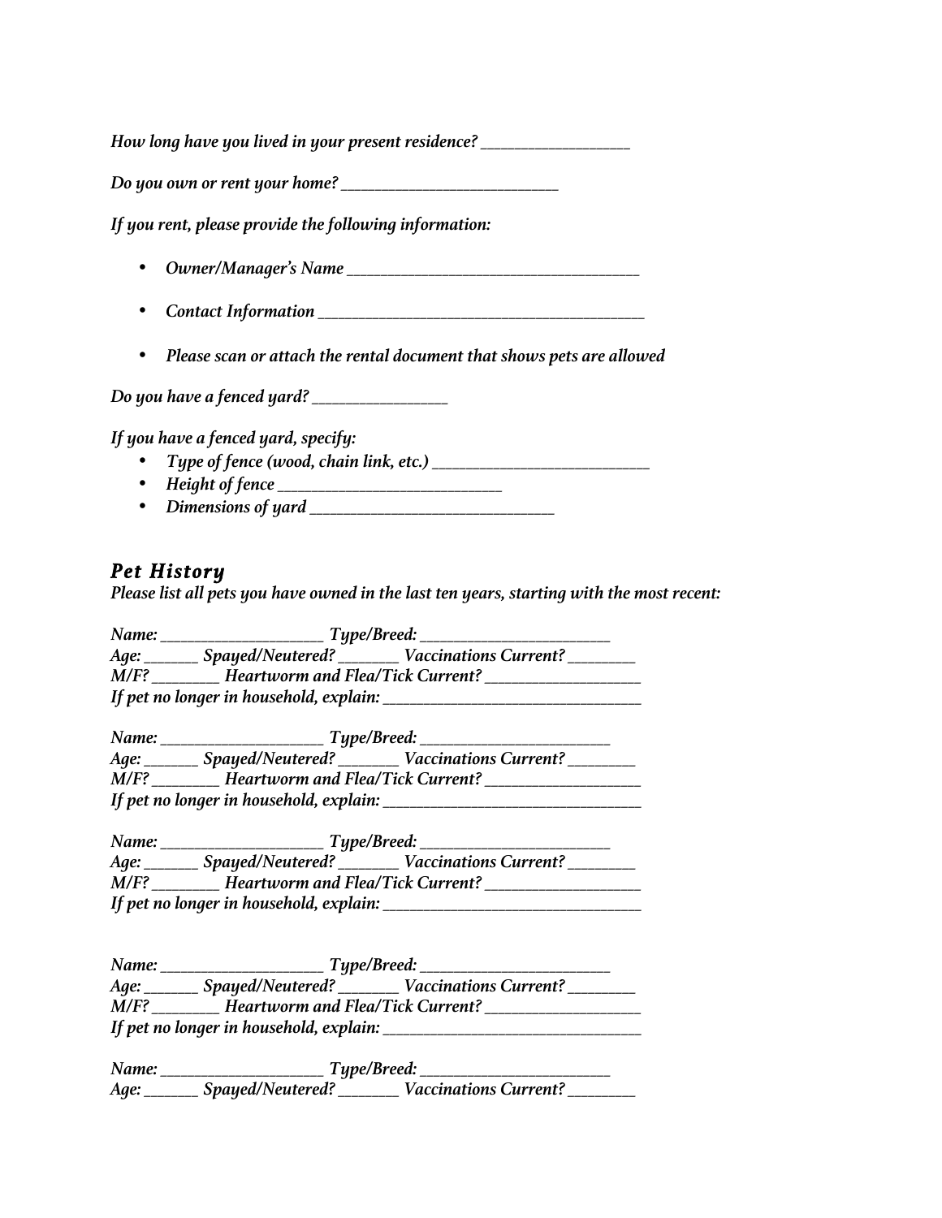*How long have you lived in your present residence? ___________________*

*Do you own or rent your home? ___________________________*

*If you rent, please provide the following information:*

- *Owner/Manager's Name _____________________________________*
- *Contact Information __________________________________________*
- *Please scan or attach the rental document that shows pets are allowed*

*Do you have a fenced yard? _________________*

*If you have a fenced yard, specify:*

- *Type of fence (wood, chain link, etc.) ____________________________*
- *Height of fence ____________________________*
- *Dimensions of yard _______________________________*

## *Pet History*

*Please list all pets you have owned in the last ten years, starting with the most recent:*

*Name: ____________________ Type/Breed: ________________________*
*Age: _______ Spayed/Neutered? ________ Vaccinations Current? _________*
*M/F? _________ Heartworm and Flea/Tick Current? ____________________*
*If pet no longer in household, explain: _________________________________*

*Name: ____________________ Type/Breed: ________________________*
*Age: _______ Spayed/Neutered? ________ Vaccinations Current? _________*
*M/F? _________ Heartworm and Flea/Tick Current? ____________________*
*If pet no longer in household, explain: _________________________________*

*Name: ____________________ Type/Breed: ________________________*
*Age: _______ Spayed/Neutered? ________ Vaccinations Current? _________*
*M/F? _________ Heartworm and Flea/Tick Current? ____________________*
*If pet no longer in household, explain: _________________________________*

*Name: ____________________ Type/Breed: ________________________*
*Age: _______ Spayed/Neutered? ________ Vaccinations Current? _________*
*M/F? _________ Heartworm and Flea/Tick Current? ____________________*
*If pet no longer in household, explain: _________________________________*

*Name: ____________________ Type/Breed: ________________________*
*Age: _______ Spayed/Neutered? ________ Vaccinations Current? _________*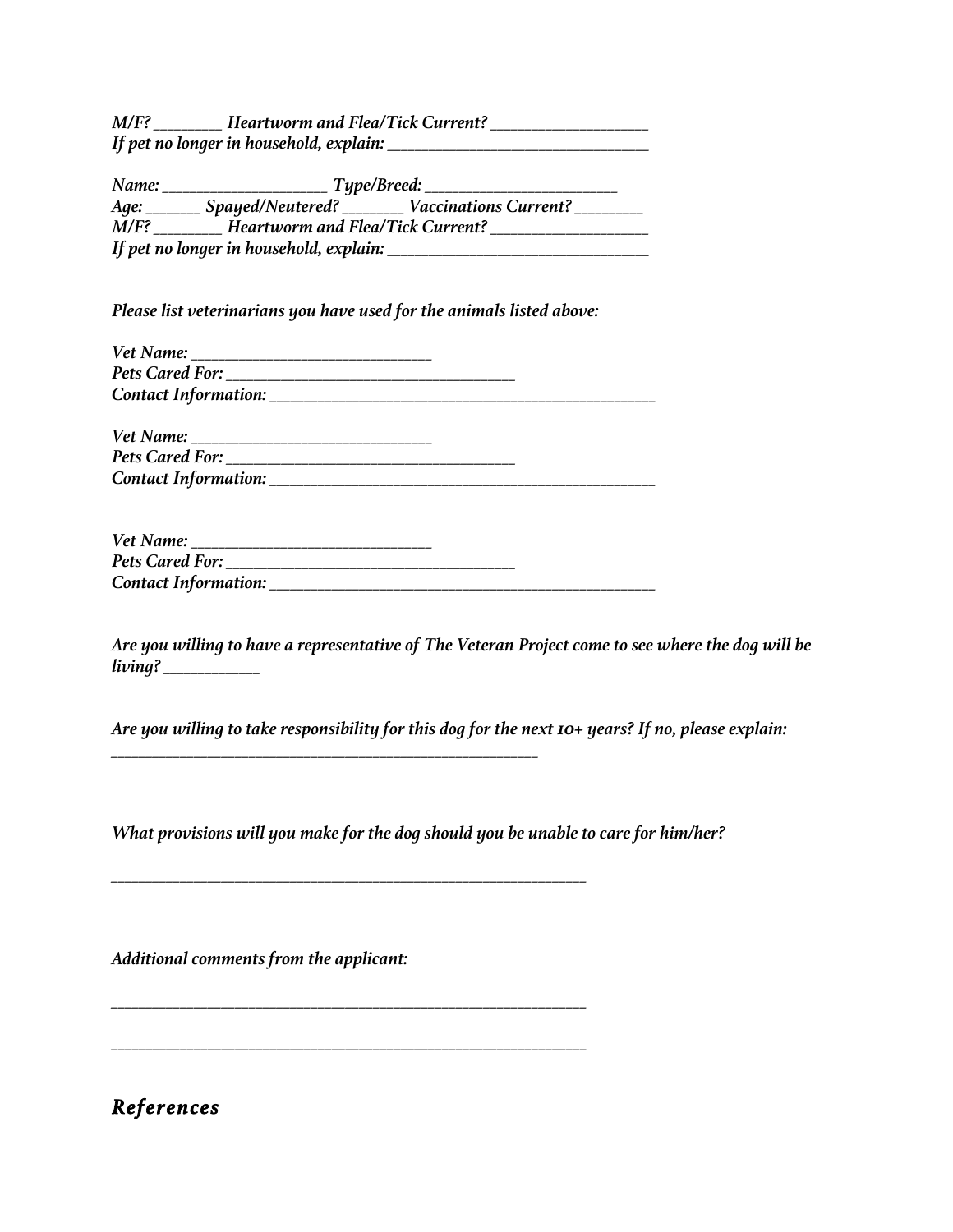*M/F? ________ Heartworm and Flea/Tick Current? ___________________*
*If pet no longer in household, explain: ________________________________*

*Name: ____________________ Type/Breed: ________________________*
*Age: _______ Spayed/Neutered? _______ Vaccinations Current? ________*
*M/F? ________ Heartworm and Flea/Tick Current? ___________________*
*If pet no longer in household, explain: ________________________________*

*Please list veterinarians you have used for the animals listed above:*

*Vet Name: _____________________________*
*Pets Cared For: ___________________________________*
*Contact Information: ________________________________________________*

*Vet Name: _____________________________*
*Pets Cared For: ___________________________________*
*Contact Information: ________________________________________________*

*Vet Name: _____________________________*
*Pets Cared For: ___________________________________*
*Contact Information: ________________________________________________*

*Are you willing to have a representative of The Veteran Project come to see where the dog will be living? ___________*

*Are you willing to take responsibility for this dog for the next 10+ years? If no, please explain:*
*_____________________________________________________*

*What provisions will you make for the dog should you be unable to care for him/her?*

*___________________________________________________________*

*Additional comments from the applicant:*

*___________________________________________________________*

*___________________________________________________________*

## References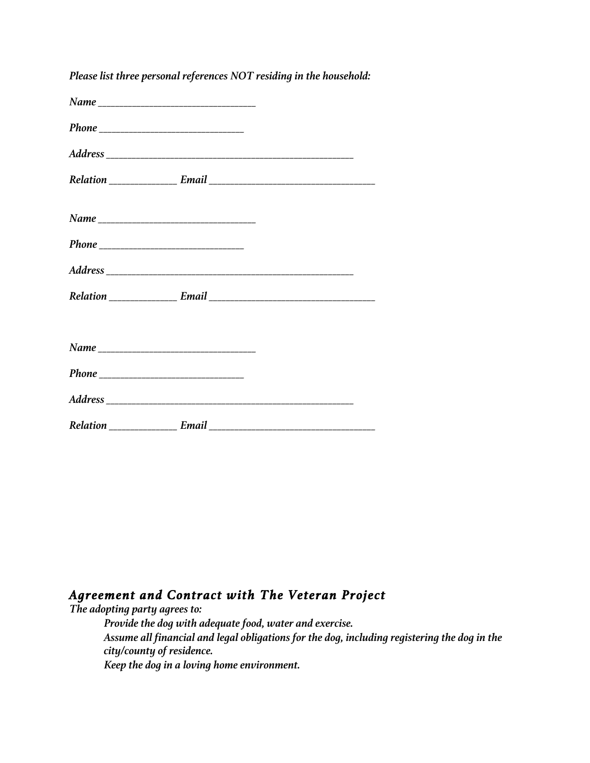*Please list three personal references NOT residing in the household:*

*Name* ______________________________

*Phone* ___________________________

*Address* ______________________________________________

*Relation* ____________ *Email* _______________________________

*Name* ______________________________

*Phone* ___________________________

*Address* ______________________________________________

*Relation* ____________ *Email* _______________________________

*Name* ______________________________

*Phone* ___________________________

*Address* ______________________________________________

*Relation* ____________ *Email* _______________________________

## *Agreement and Contract with The Veteran Project*

*The adopting party agrees to:*

*Provide the dog with adequate food, water and exercise.*

*Assume all financial and legal obligations for the dog, including registering the dog in the city/county of residence.*

*Keep the dog in a loving home environment.*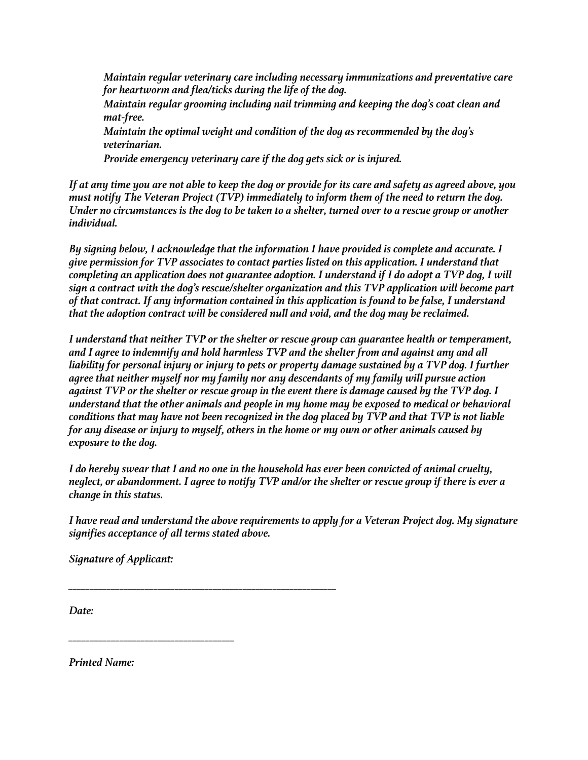*Maintain regular veterinary care including necessary immunizations and preventative care for heartworm and flea/ticks during the life of the dog.*
*Maintain regular grooming including nail trimming and keeping the dog's coat clean and mat-free.*
*Maintain the optimal weight and condition of the dog as recommended by the dog's veterinarian.*
*Provide emergency veterinary care if the dog gets sick or is injured.*

*If at any time you are not able to keep the dog or provide for its care and safety as agreed above, you must notify The Veteran Project (TVP) immediately to inform them of the need to return the dog. Under no circumstances is the dog to be taken to a shelter, turned over to a rescue group or another individual.*

*By signing below, I acknowledge that the information I have provided is complete and accurate. I give permission for TVP associates to contact parties listed on this application. I understand that completing an application does not guarantee adoption. I understand if I do adopt a TVP dog, I will sign a contract with the dog's rescue/shelter organization and this TVP application will become part of that contract. If any information contained in this application is found to be false, I understand that the adoption contract will be considered null and void, and the dog may be reclaimed.*

*I understand that neither TVP or the shelter or rescue group can guarantee health or temperament, and I agree to indemnify and hold harmless TVP and the shelter from and against any and all liability for personal injury or injury to pets or property damage sustained by a TVP dog. I further agree that neither myself nor my family nor any descendants of my family will pursue action against TVP or the shelter or rescue group in the event there is damage caused by the TVP dog. I understand that the other animals and people in my home may be exposed to medical or behavioral conditions that may have not been recognized in the dog placed by TVP and that TVP is not liable for any disease or injury to myself, others in the home or my own or other animals caused by exposure to the dog.*

*I do hereby swear that I and no one in the household has ever been convicted of animal cruelty, neglect, or abandonment. I agree to notify TVP and/or the shelter or rescue group if there is ever a change in this status.*

*I have read and understand the above requirements to apply for a Veteran Project dog. My signature signifies acceptance of all terms stated above.*

*Signature of Applicant:*

_______________________________________________

*Date:*

_____________________________

*Printed Name:*